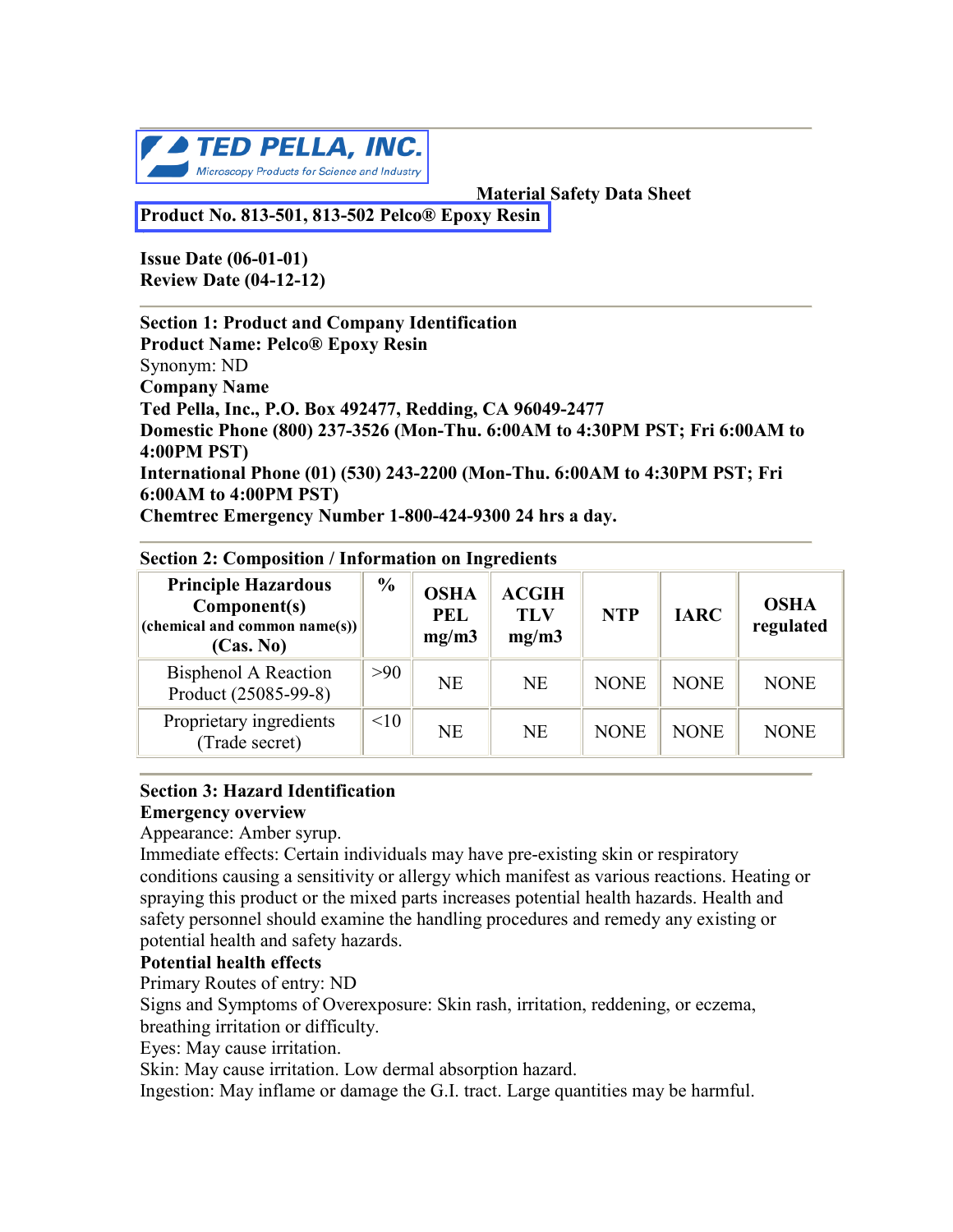TED PELLA, INC.
Microscopy Products for Science and Industry

Material Safety Data Sheet

**Product No. 813-501, 813-502 Pelco® Epoxy Resin**

**Issue Date (06-01-01)**
**Review Date (04-12-12)**

**Section 1: Product and Company Identification**
**Product Name: Pelco® Epoxy Resin**
Synonym: ND
**Company Name**
**Ted Pella, Inc., P.O. Box 492477, Redding, CA 96049-2477**
**Domestic Phone (800) 237-3526 (Mon-Thu. 6:00AM to 4:30PM PST; Fri 6:00AM to 4:00PM PST)**
**International Phone (01) (530) 243-2200 (Mon-Thu. 6:00AM to 4:30PM PST; Fri 6:00AM to 4:00PM PST)**
**Chemtrec Emergency Number 1-800-424-9300 24 hrs a day.**

**Section 2: Composition / Information on Ingredients**

| Principle Hazardous Component(s) (chemical and common name(s)) (Cas. No) | % | OSHA PEL mg/m3 | ACGIH TLV mg/m3 | NTP | IARC | OSHA regulated |
|---|---|---|---|---|---|---|
| Bisphenol A Reaction Product (25085-99-8) | >90 | NE | NE | NONE | NONE | NONE |
| Proprietary ingredients (Trade secret) | <10 | NE | NE | NONE | NONE | NONE |

**Section 3: Hazard Identification**
**Emergency overview**
Appearance: Amber syrup.
Immediate effects: Certain individuals may have pre-existing skin or respiratory conditions causing a sensitivity or allergy which manifest as various reactions. Heating or spraying this product or the mixed parts increases potential health hazards. Health and safety personnel should examine the handling procedures and remedy any existing or potential health and safety hazards.
**Potential health effects**
Primary Routes of entry: ND
Signs and Symptoms of Overexposure: Skin rash, irritation, reddening, or eczema, breathing irritation or difficulty.
Eyes: May cause irritation.
Skin: May cause irritation. Low dermal absorption hazard.
Ingestion: May inflame or damage the G.I. tract. Large quantities may be harmful.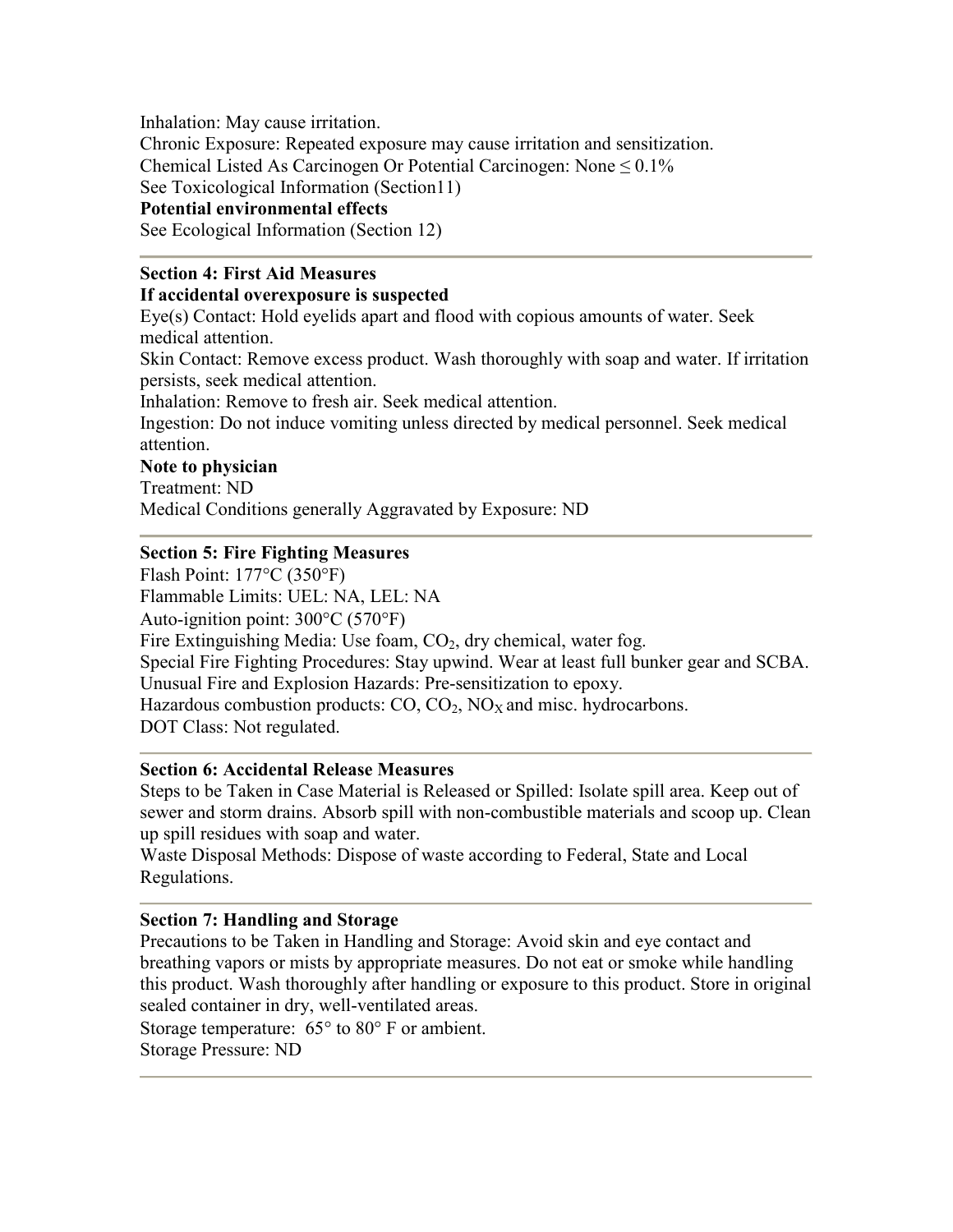Inhalation: May cause irritation.
Chronic Exposure: Repeated exposure may cause irritation and sensitization.
Chemical Listed As Carcinogen Or Potential Carcinogen: None ≤ 0.1%
See Toxicological Information (Section11)

**Potential environmental effects**

See Ecological Information (Section 12)

---

## Section 4: First Aid Measures

**If accidental overexposure is suspected**

Eye(s) Contact: Hold eyelids apart and flood with copious amounts of water. Seek medical attention.
Skin Contact: Remove excess product. Wash thoroughly with soap and water. If irritation persists, seek medical attention.
Inhalation: Remove to fresh air. Seek medical attention.
Ingestion: Do not induce vomiting unless directed by medical personnel. Seek medical attention.

**Note to physician**

Treatment: ND
Medical Conditions generally Aggravated by Exposure: ND

---

## Section 5: Fire Fighting Measures

Flash Point: 177°C (350°F)
Flammable Limits: UEL: NA, LEL: NA
Auto-ignition point: 300°C (570°F)
Fire Extinguishing Media: Use foam, $CO_2$, dry chemical, water fog.
Special Fire Fighting Procedures: Stay upwind. Wear at least full bunker gear and SCBA.
Unusual Fire and Explosion Hazards: Pre-sensitization to epoxy.
Hazardous combustion products: CO, $CO_2$, $NO_X$ and misc. hydrocarbons.
DOT Class: Not regulated.

---

## Section 6: Accidental Release Measures

Steps to be Taken in Case Material is Released or Spilled: Isolate spill area. Keep out of sewer and storm drains. Absorb spill with non-combustible materials and scoop up. Clean up spill residues with soap and water.
Waste Disposal Methods: Dispose of waste according to Federal, State and Local Regulations.

---

## Section 7: Handling and Storage

Precautions to be Taken in Handling and Storage: Avoid skin and eye contact and breathing vapors or mists by appropriate measures. Do not eat or smoke while handling this product. Wash thoroughly after handling or exposure to this product. Store in original sealed container in dry, well-ventilated areas.
Storage temperature: 65° to 80° F or ambient.
Storage Pressure: ND

---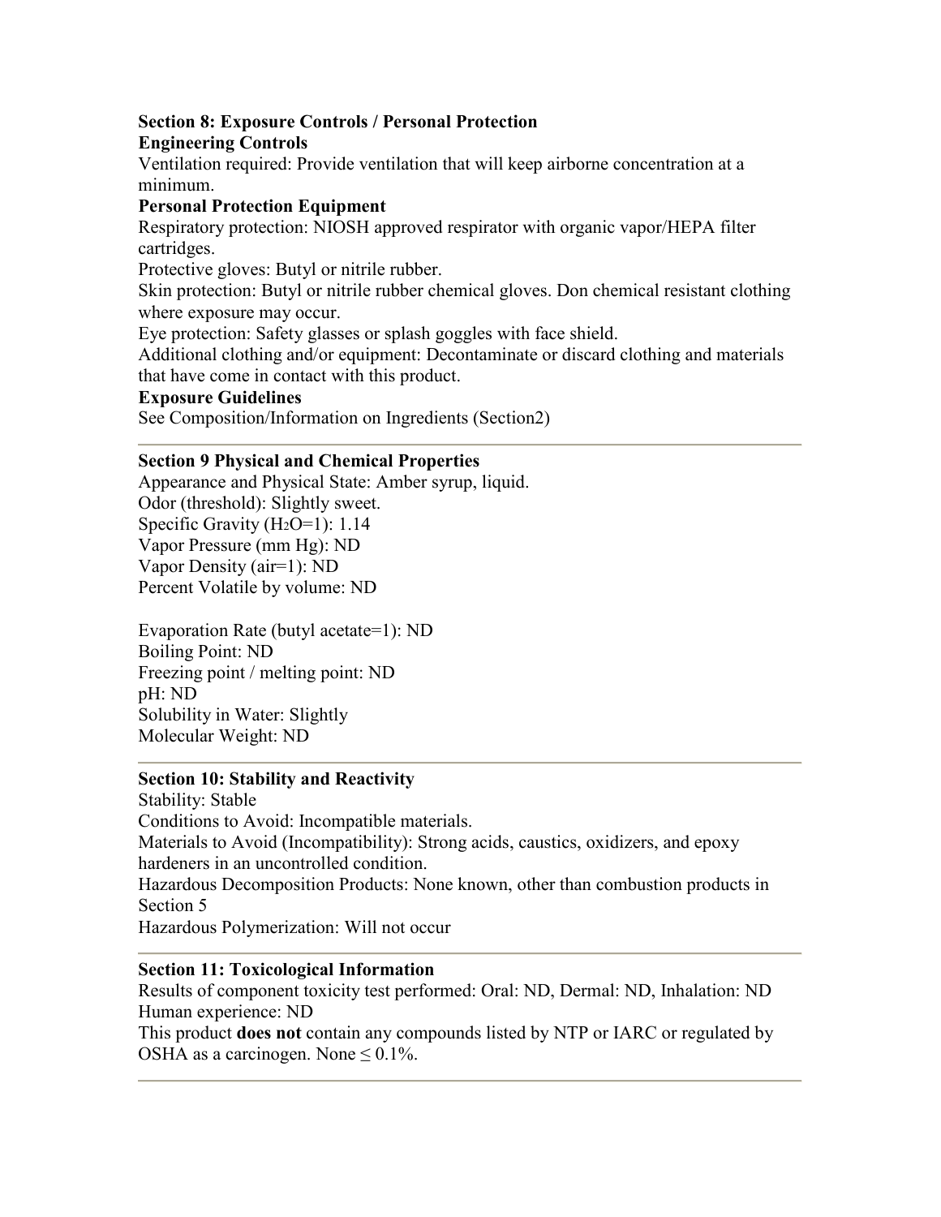## Section 8: Exposure Controls / Personal Protection

### Engineering Controls

Ventilation required: Provide ventilation that will keep airborne concentration at a minimum.

### Personal Protection Equipment

Respiratory protection: NIOSH approved respirator with organic vapor/HEPA filter cartridges.

Protective gloves: Butyl or nitrile rubber.

Skin protection: Butyl or nitrile rubber chemical gloves. Don chemical resistant clothing where exposure may occur.

Eye protection: Safety glasses or splash goggles with face shield.

Additional clothing and/or equipment: Decontaminate or discard clothing and materials that have come in contact with this product.

### Exposure Guidelines

See Composition/Information on Ingredients (Section2)

---

## Section 9 Physical and Chemical Properties

Appearance and Physical State: Amber syrup, liquid.
Odor (threshold): Slightly sweet.
Specific Gravity ($H_2O$=1): 1.14
Vapor Pressure (mm Hg): ND
Vapor Density (air=1): ND
Percent Volatile by volume: ND

Evaporation Rate (butyl acetate=1): ND
Boiling Point: ND
Freezing point / melting point: ND
pH: ND
Solubility in Water: Slightly
Molecular Weight: ND

---

## Section 10: Stability and Reactivity

Stability: Stable
Conditions to Avoid: Incompatible materials.
Materials to Avoid (Incompatibility): Strong acids, caustics, oxidizers, and epoxy hardeners in an uncontrolled condition.
Hazardous Decomposition Products: None known, other than combustion products in Section 5
Hazardous Polymerization: Will not occur

---

## Section 11: Toxicological Information

Results of component toxicity test performed: Oral: ND, Dermal: ND, Inhalation: ND
Human experience: ND
This product **does not** contain any compounds listed by NTP or IARC or regulated by OSHA as a carcinogen. None $\leq$ 0.1%.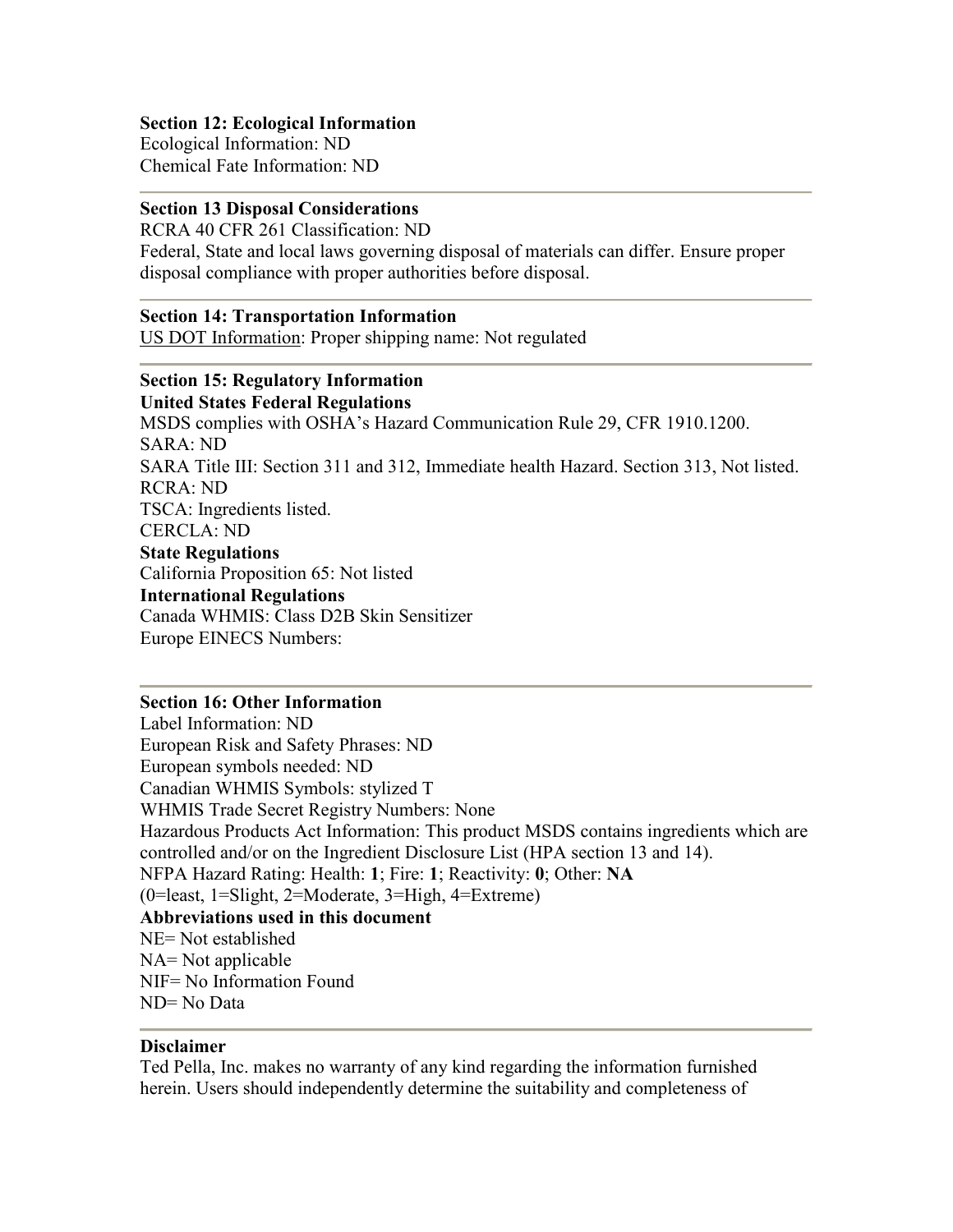**Section 12: Ecological Information**

Ecological Information: ND

Chemical Fate Information: ND

---

**Section 13 Disposal Considerations**

RCRA 40 CFR 261 Classification: ND

Federal, State and local laws governing disposal of materials can differ. Ensure proper disposal compliance with proper authorities before disposal.

---

**Section 14: Transportation Information**

US DOT Information: Proper shipping name: Not regulated

---

**Section 15: Regulatory Information**

**United States Federal Regulations**

MSDS complies with OSHA's Hazard Communication Rule 29, CFR 1910.1200.

SARA: ND

SARA Title III: Section 311 and 312, Immediate health Hazard. Section 313, Not listed.

RCRA: ND

TSCA: Ingredients listed.

CERCLA: ND

**State Regulations**

California Proposition 65: Not listed

**International Regulations**

Canada WHMIS: Class D2B Skin Sensitizer

Europe EINECS Numbers:

---

**Section 16: Other Information**

Label Information: ND

European Risk and Safety Phrases: ND

European symbols needed: ND

Canadian WHMIS Symbols: stylized T

WHMIS Trade Secret Registry Numbers: None

Hazardous Products Act Information: This product MSDS contains ingredients which are controlled and/or on the Ingredient Disclosure List (HPA section 13 and 14).

NFPA Hazard Rating: Health: **1**; Fire: **1**; Reactivity: **0**; Other: **NA**

(0=least, 1=Slight, 2=Moderate, 3=High, 4=Extreme)

**Abbreviations used in this document**

NE= Not established

NA= Not applicable

NIF= No Information Found

ND= No Data

---

**Disclaimer**

Ted Pella, Inc. makes no warranty of any kind regarding the information furnished herein. Users should independently determine the suitability and completeness of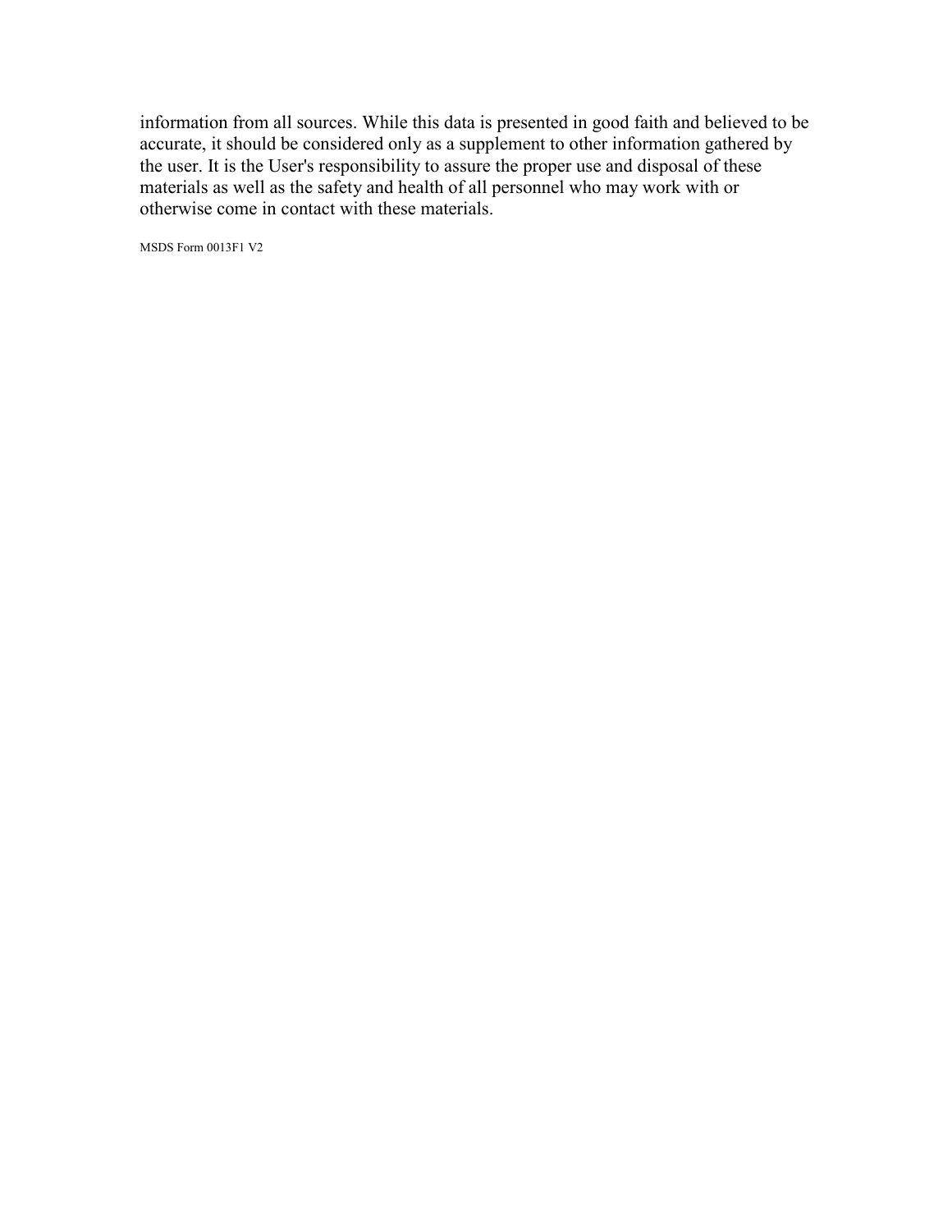information from all sources. While this data is presented in good faith and believed to be accurate, it should be considered only as a supplement to other information gathered by the user. It is the User's responsibility to assure the proper use and disposal of these materials as well as the safety and health of all personnel who may work with or otherwise come in contact with these materials.

MSDS Form 0013F1 V2